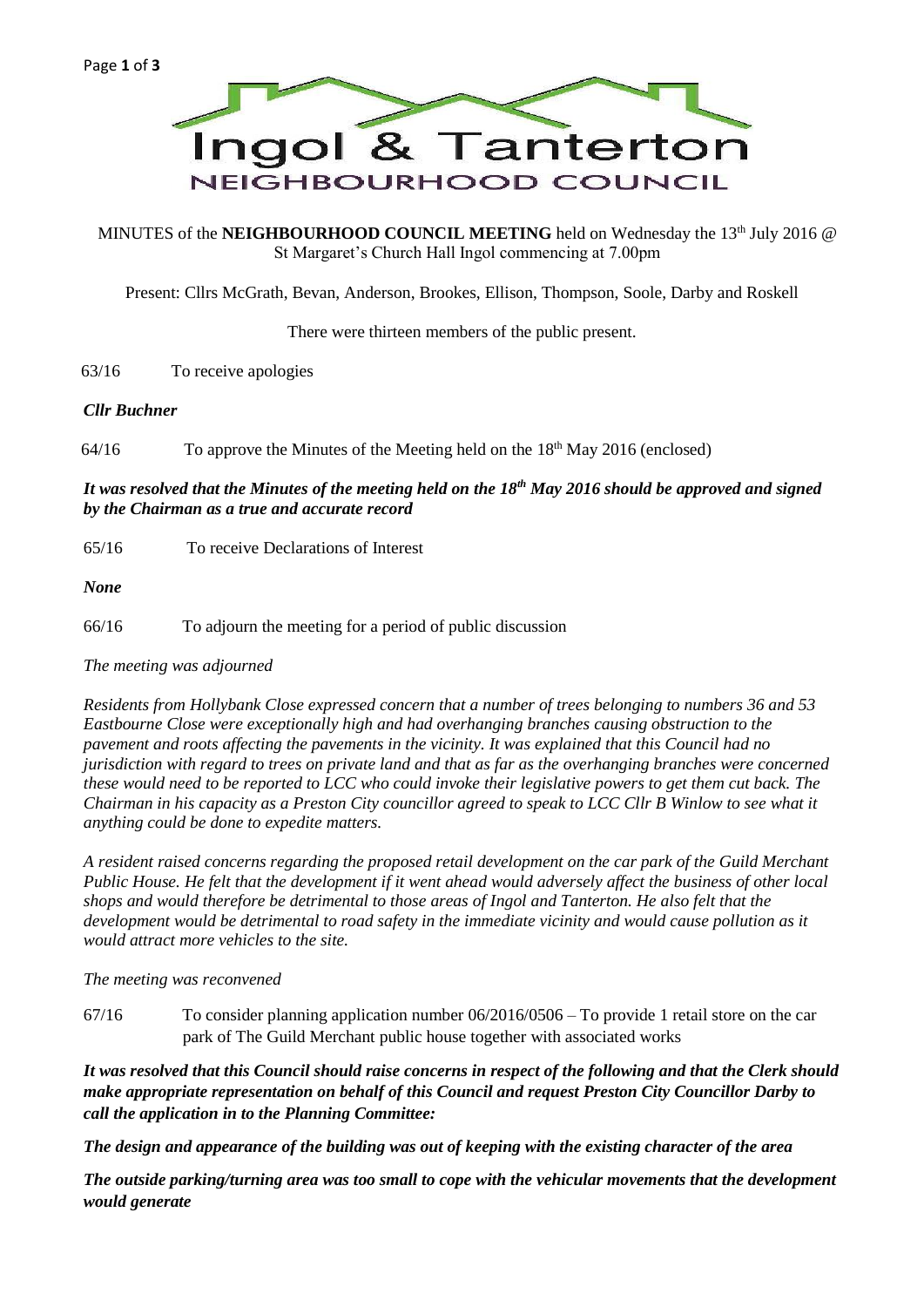# Ingol & Tanterton
## NEIGHBOURHOOD COUNCIL

MINUTES of the **NEIGHBOURHOOD COUNCIL MEETING** held on Wednesday the 13th July 2016 @ St Margaret's Church Hall Ingol commencing at 7.00pm

Present: Cllrs McGrath, Bevan, Anderson, Brookes, Ellison, Thompson, Soole, Darby and Roskell

There were thirteen members of the public present.

63/16 To receive apologies

***Cllr Buchner***

64/16 To approve the Minutes of the Meeting held on the 18th May 2016 (enclosed)

***It was resolved that the Minutes of the meeting held on the 18th May 2016 should be approved and signed by the Chairman as a true and accurate record***

65/16 To receive Declarations of Interest

***None***

66/16 To adjourn the meeting for a period of public discussion

*The meeting was adjourned*

*Residents from Hollybank Close expressed concern that a number of trees belonging to numbers 36 and 53 Eastbourne Close were exceptionally high and had overhanging branches causing obstruction to the pavement and roots affecting the pavements in the vicinity. It was explained that this Council had no jurisdiction with regard to trees on private land and that as far as the overhanging branches were concerned these would need to be reported to LCC who could invoke their legislative powers to get them cut back. The Chairman in his capacity as a Preston City councillor agreed to speak to LCC Cllr B Winlow to see what it anything could be done to expedite matters.*

*A resident raised concerns regarding the proposed retail development on the car park of the Guild Merchant Public House. He felt that the development if it went ahead would adversely affect the business of other local shops and would therefore be detrimental to those areas of Ingol and Tanterton. He also felt that the development would be detrimental to road safety in the immediate vicinity and would cause pollution as it would attract more vehicles to the site.*

*The meeting was reconvened*

67/16 To consider planning application number 06/2016/0506 – To provide 1 retail store on the car park of The Guild Merchant public house together with associated works

***It was resolved that this Council should raise concerns in respect of the following and that the Clerk should make appropriate representation on behalf of this Council and request Preston City Councillor Darby to call the application in to the Planning Committee:***

***The design and appearance of the building was out of keeping with the existing character of the area***

***The outside parking/turning area was too small to cope with the vehicular movements that the development would generate***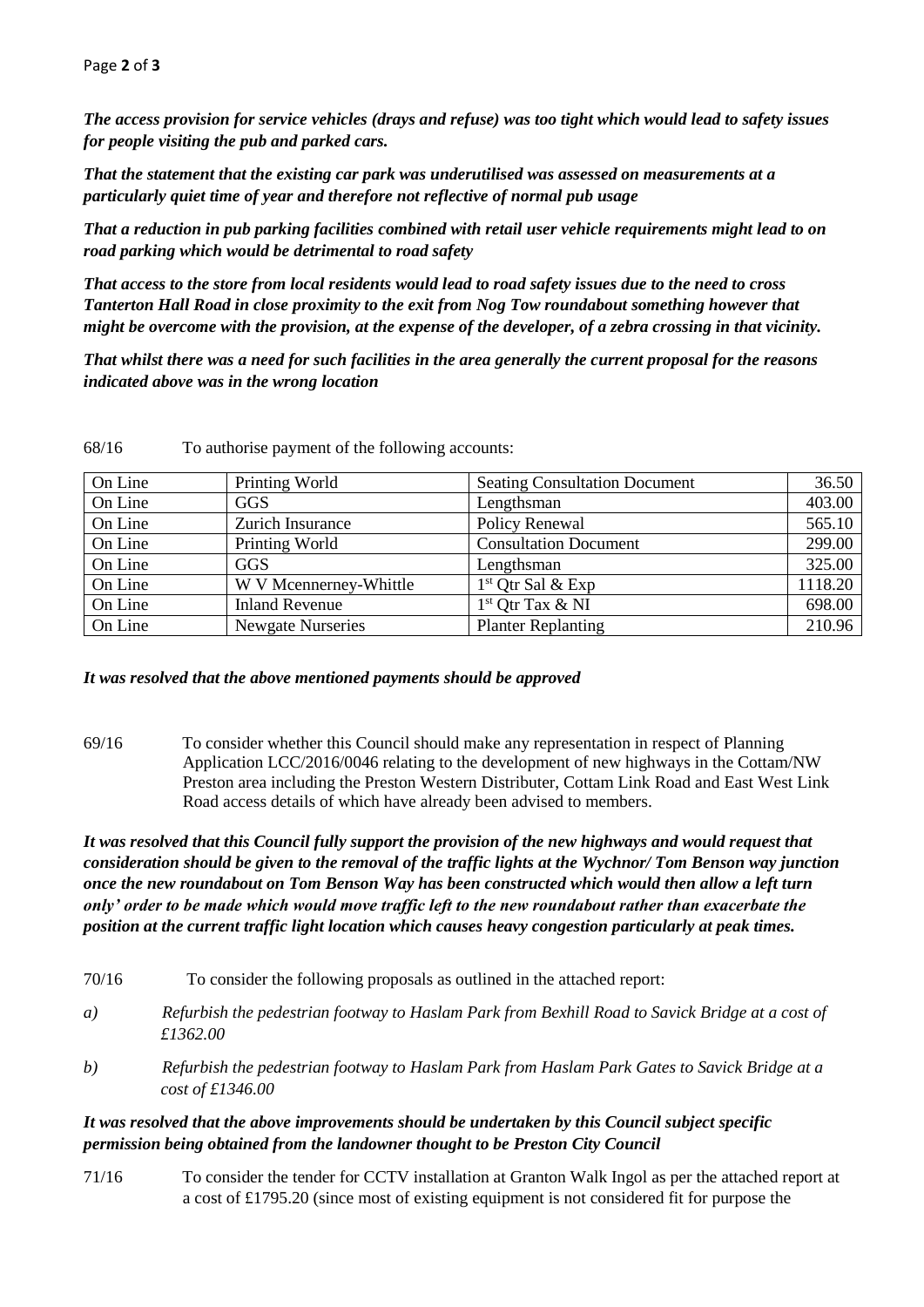***The access provision for service vehicles (drays and refuse) was too tight which would lead to safety issues for people visiting the pub and parked cars.***

***That the statement that the existing car park was underutilised was assessed on measurements at a particularly quiet time of year and therefore not reflective of normal pub usage***

***That a reduction in pub parking facilities combined with retail user vehicle requirements might lead to on road parking which would be detrimental to road safety***

***That access to the store from local residents would lead to road safety issues due to the need to cross Tanterton Hall Road in close proximity to the exit from Nog Tow roundabout something however that might be overcome with the provision, at the expense of the developer, of a zebra crossing in that vicinity.***

***That whilst there was a need for such facilities in the area generally the current proposal for the reasons indicated above was in the wrong location***

68/16 To authorise payment of the following accounts:

| | | | |
|---|---|---|---|
| On Line | Printing World | Seating Consultation Document | 36.50 |
| On Line | GGS | Lengthsman | 403.00 |
| On Line | Zurich Insurance | Policy Renewal | 565.10 |
| On Line | Printing World | Consultation Document | 299.00 |
| On Line | GGS | Lengthsman | 325.00 |
| On Line | W V Mcennerney-Whittle | 1st Qtr Sal & Exp | 1118.20 |
| On Line | Inland Revenue | 1st Qtr Tax & NI | 698.00 |
| On Line | Newgate Nurseries | Planter Replanting | 210.96 |

***It was resolved that the above mentioned payments should be approved***

69/16 To consider whether this Council should make any representation in respect of Planning Application LCC/2016/0046 relating to the development of new highways in the Cottam/NW Preston area including the Preston Western Distributer, Cottam Link Road and East West Link Road access details of which have already been advised to members.

***It was resolved that this Council fully support the provision of the new highways and would request that consideration should be given to the removal of the traffic lights at the Wychnor/ Tom Benson way junction once the new roundabout on Tom Benson Way has been constructed which would then allow a left turn only' order to be made which would move traffic left to the new roundabout rather than exacerbate the position at the current traffic light location which causes heavy congestion particularly at peak times.***

70/16 To consider the following proposals as outlined in the attached report:

*a) Refurbish the pedestrian footway to Haslam Park from Bexhill Road to Savick Bridge at a cost of £1362.00*

*b) Refurbish the pedestrian footway to Haslam Park from Haslam Park Gates to Savick Bridge at a cost of £1346.00*

***It was resolved that the above improvements should be undertaken by this Council subject specific permission being obtained from the landowner thought to be Preston City Council***

71/16 To consider the tender for CCTV installation at Granton Walk Ingol as per the attached report at a cost of £1795.20 (since most of existing equipment is not considered fit for purpose the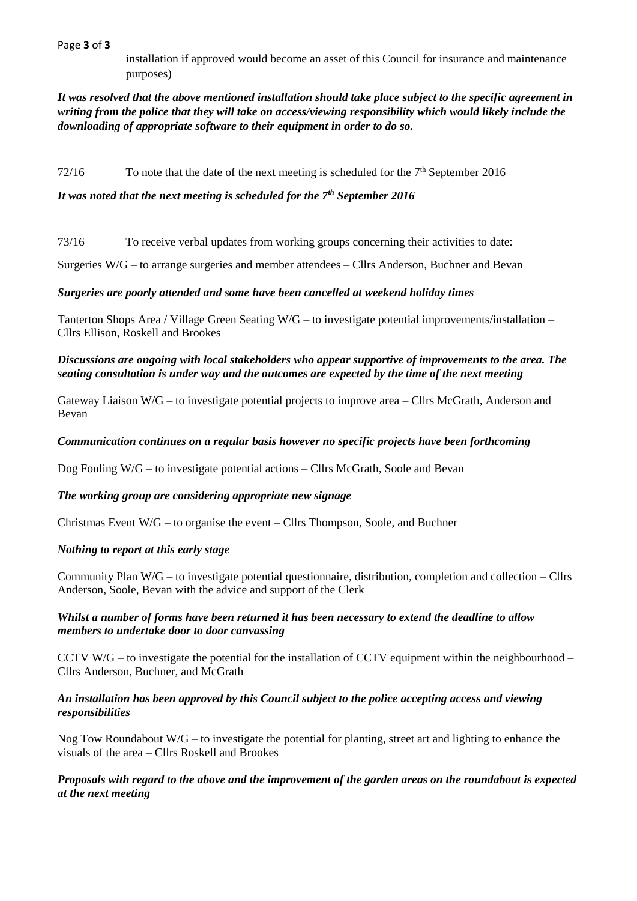installation if approved would become an asset of this Council for insurance and maintenance purposes)

***It was resolved that the above mentioned installation should take place subject to the specific agreement in writing from the police that they will take on access/viewing responsibility which would likely include the downloading of appropriate software to their equipment in order to do so.***

72/16 To note that the date of the next meeting is scheduled for the 7th September 2016

***It was noted that the next meeting is scheduled for the 7th September 2016***

73/16 To receive verbal updates from working groups concerning their activities to date:

Surgeries W/G – to arrange surgeries and member attendees – Cllrs Anderson, Buchner and Bevan

***Surgeries are poorly attended and some have been cancelled at weekend holiday times***

Tanterton Shops Area / Village Green Seating W/G – to investigate potential improvements/installation – Cllrs Ellison, Roskell and Brookes

***Discussions are ongoing with local stakeholders who appear supportive of improvements to the area. The seating consultation is under way and the outcomes are expected by the time of the next meeting***

Gateway Liaison W/G – to investigate potential projects to improve area – Cllrs McGrath, Anderson and Bevan

***Communication continues on a regular basis however no specific projects have been forthcoming***

Dog Fouling W/G – to investigate potential actions – Cllrs McGrath, Soole and Bevan

***The working group are considering appropriate new signage***

Christmas Event W/G – to organise the event – Cllrs Thompson, Soole, and Buchner

***Nothing to report at this early stage***

Community Plan W/G – to investigate potential questionnaire, distribution, completion and collection – Cllrs Anderson, Soole, Bevan with the advice and support of the Clerk

***Whilst a number of forms have been returned it has been necessary to extend the deadline to allow members to undertake door to door canvassing***

CCTV W/G – to investigate the potential for the installation of CCTV equipment within the neighbourhood – Cllrs Anderson, Buchner, and McGrath

***An installation has been approved by this Council subject to the police accepting access and viewing responsibilities***

Nog Tow Roundabout W/G – to investigate the potential for planting, street art and lighting to enhance the visuals of the area – Cllrs Roskell and Brookes

***Proposals with regard to the above and the improvement of the garden areas on the roundabout is expected at the next meeting***